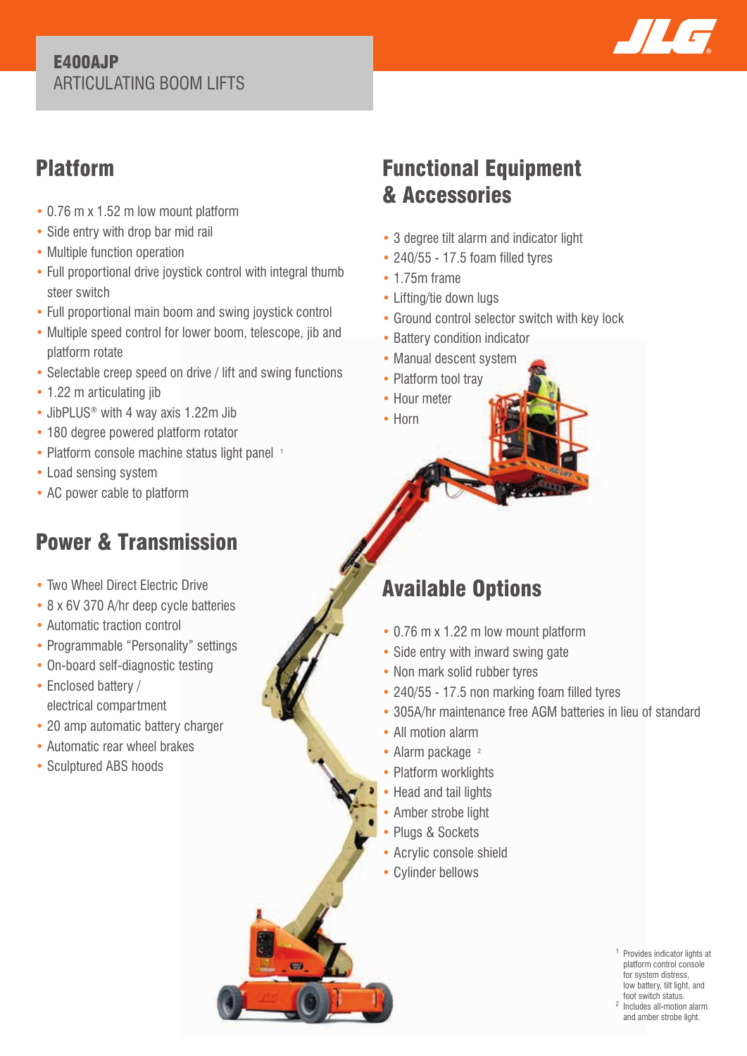# E400AJP
ARTICULATING BOOM LIFTS

## Platform

- 0.76 m x 1.52 m low mount platform
- Side entry with drop bar mid rail
- Multiple function operation
- Full proportional drive joystick control with integral thumb steer switch
- Full proportional main boom and swing joystick control
- Multiple speed control for lower boom, telescope, jib and platform rotate
- Selectable creep speed on drive / lift and swing functions
- 1.22 m articulating jib
- JibPLUS® with 4 way axis 1.22m Jib
- 180 degree powered platform rotator
- Platform console machine status light panel [1]
- Load sensing system
- AC power cable to platform

## Power & Transmission

- Two Wheel Direct Electric Drive
- 8 x 6V 370 A/hr deep cycle batteries
- Automatic traction control
- Programmable "Personality" settings
- On-board self-diagnostic testing
- Enclosed battery / electrical compartment
- 20 amp automatic battery charger
- Automatic rear wheel brakes
- Sculptured ABS hoods

## Functional Equipment & Accessories

- 3 degree tilt alarm and indicator light
- 240/55 - 17.5 foam filled tyres
- 1.75m frame
- Lifting/tie down lugs
- Ground control selector switch with key lock
- Battery condition indicator
- Manual descent system
- Platform tool tray
- Hour meter
- Horn

## Available Options

- 0.76 m x 1.22 m low mount platform
- Side entry with inward swing gate
- Non mark solid rubber tyres
- 240/55 - 17.5 non marking foam filled tyres
- 305A/hr maintenance free AGM batteries in lieu of standard
- All motion alarm
- Alarm package [2]
- Platform worklights
- Head and tail lights
- Amber strobe light
- Plugs & Sockets
- Acrylic console shield
- Cylinder bellows

[1] Provides indicator lights at platform control console for system distress, low battery, tilt light, and foot switch status.

[2] Includes all-motion alarm and amber strobe light.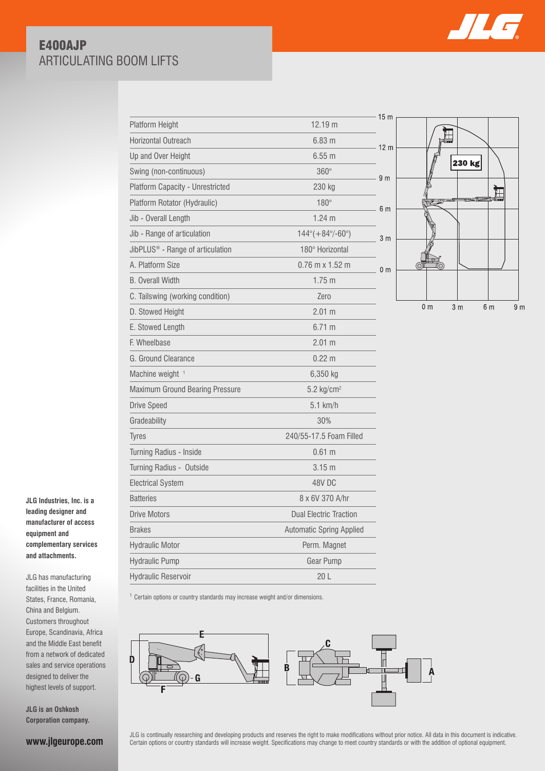# E400AJP
## ARTICULATING BOOM LIFTS

| | |
|---|---|
| Platform Height | 12.19 m |
| Horizontal Outreach | 6.83 m |
| Up and Over Height | 6.55 m |
| Swing (non-continuous) | 360° |
| Platform Capacity - Unrestricted | 230 kg |
| Platform Rotator (Hydraulic) | 180° |
| Jib - Overall Length | 1.24 m |
| Jib - Range of articulation | 144°(+84°/-60°) |
| JibPLUS® - Range of articulation | 180° Horizontal |
| A. Platform Size | 0.76 m x 1.52 m |
| B. Overall Width | 1.75 m |
| C. Tailswing (working condition) | Zero |
| D. Stowed Height | 2.01 m |
| E. Stowed Length | 6.71 m |
| F. Wheelbase | 2.01 m |
| G. Ground Clearance | 0.22 m |
| Machine weight [1] | 6,350 kg |
| Maximum Ground Bearing Pressure | 5.2 kg/cm² |
| Drive Speed | 5.1 km/h |
| Gradeability | 30% |
| Tyres | 240/55-17.5 Foam Filled |
| Turning Radius - Inside | 0.61 m |
| Turning Radius - Outside | 3.15 m |
| Electrical System | 48V DC |
| Batteries | 8 x 6V 370 A/hr |
| Drive Motors | Dual Electric Traction |
| Brakes | Automatic Spring Applied |
| Hydraulic Motor | Perm. Magnet |
| Hydraulic Pump | Gear Pump |
| Hydraulic Reservoir | 20 L |

15 m
12 m
9 m
6 m
3 m
0 m
230 kg
0 m
3 m
6 m
9 m

[1] Certain options or country standards may increase weight and/or dimensions.

E
D
G
F
C
B
A

**JLG Industries, Inc. is a leading designer and manufacturer of access equipment and complementary services and attachments.**

JLG has manufacturing facilities in the United States, France, Romania, China and Belgium. Customers throughout Europe, Scandinavia, Africa and the Middle East benefit from a network of dedicated sales and service operations designed to deliver the highest levels of support.

**JLG is an Oshkosh Corporation company.**

**www.jlgeurope.com**

JLG is continually researching and developing products and reserves the right to make modifications without prior notice. All data in this document is indicative. Certain options or country standards will increase weight. Specifications may change to meet country standards or with the addition of optional equipment.